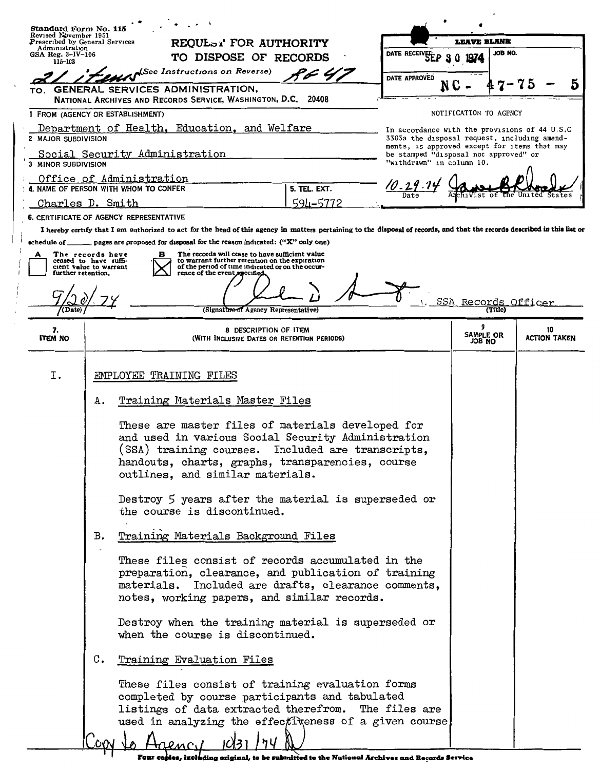Standard Form No. 115
Revised November 1951
Prescribed by General Services Administration
GSA Reg. 3-IV-106
115-103

# REQUEST FOR AUTHORITY TO DISPOSE OF RECORDS

21 items (See Instructions on Reverse) RG 47

TO: GENERAL SERVICES ADMINISTRATION,
NATIONAL ARCHIVES AND RECORDS SERVICE, WASHINGTON, D.C. 20408

| LEAVE BLANK | |
|---|---|
| DATE RECEIVED SEP 30 1974 | JOB NO. |
| DATE APPROVED | NC - 47-75 - 5 |

NOTIFICATION TO AGENCY

In accordance with the provisions of 44 U.S.C 3303a the disposal request, including amendments, is approved except for items that may be stamped "disposal not approved" or "withdrawn" in column 10.

10-29-74 — Date — Archivist of the United States

1 FROM (AGENCY OR ESTABLISHMENT)
Department of Health, Education, and Welfare

2 MAJOR SUBDIVISION
Social Security Administration

3 MINOR SUBDIVISION
Office of Administration

4. NAME OF PERSON WITH WHOM TO CONFER
Charles D. Smith

5. TEL. EXT.
594-5772

6. CERTIFICATE OF AGENCY REPRESENTATIVE

I hereby certify that I am authorized to act for the head of this agency in matters pertaining to the disposal of records, and that the records described in this list or schedule of ______ pages are proposed for disposal for the reason indicated: ("X" only one)

- [ ] A The records have ceased to have sufficient value to warrant further retention.
- [X] B The records will cease to have sufficient value to warrant further retention on the expiration of the period of time indicated or on the occurrence of the event specified.

9/20/74 (Date) — (Signature of Agency Representative) — SSA Records Officer (Title)

| 7. ITEM NO | 8 DESCRIPTION OF ITEM (WITH INCLUSIVE DATES OR RETENTION PERIODS) | 9 SAMPLE OR JOB NO | 10 ACTION TAKEN |
|---|---|---|---|
| I. | EMPLOYEE TRAINING FILES | | |
| | A. Training Materials Master Files<br><br>These are master files of materials developed for and used in various Social Security Administration (SSA) training courses. Included are transcripts, handouts, charts, graphs, transparencies, course outlines, and similar materials.<br><br>Destroy 5 years after the material is superseded or the course is discontinued. | | |
| | B. Training Materials Background Files<br><br>These files consist of records accumulated in the preparation, clearance, and publication of training materials. Included are drafts, clearance comments, notes, working papers, and similar records.<br><br>Destroy when the training material is superseded or when the course is discontinued. | | |
| | C. Training Evaluation Files<br><br>These files consist of training evaluation forms completed by course participants and tabulated listings of data extracted therefrom. The files are used in analyzing the effectiveness of a given course | | |

Copy to Agency 10/31/74

Four copies, including original, to be submitted to the National Archives and Records Service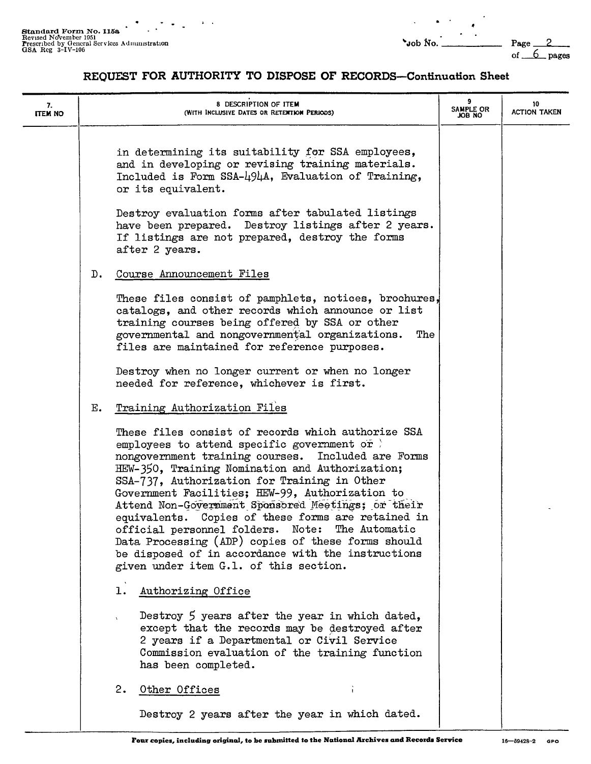## REQUEST FOR AUTHORITY TO DISPOSE OF RECORDS—Continuation Sheet

| 7. ITEM NO | 8 DESCRIPTION OF ITEM (WITH INCLUSIVE DATES OR RETENTION PERIODS) | 9 SAMPLE OR JOB NO | 10 ACTION TAKEN |
|---|---|---|---|

in determining its suitability for SSA employees, and in developing or revising training materials. Included is Form SSA-494A, Evaluation of Training, or its equivalent.

Destroy evaluation forms after tabulated listings have been prepared. Destroy listings after 2 years. If listings are not prepared, destroy the forms after 2 years.

D. Course Announcement Files

These files consist of pamphlets, notices, brochures, catalogs, and other records which announce or list training courses being offered by SSA or other governmental and nongovernmental organizations. The files are maintained for reference purposes.

Destroy when no longer current or when no longer needed for reference, whichever is first.

E. Training Authorization Files

These files consist of records which authorize SSA employees to attend specific government or nongovernment training courses. Included are Forms HEW-350, Training Nomination and Authorization; SSA-737, Authorization for Training in Other Government Facilities; HEW-99, Authorization to Attend Non-Government Sponsored Meetings; or their equivalents. Copies of these forms are retained in official personnel folders. Note: The Automatic Data Processing (ADP) copies of these forms should be disposed of in accordance with the instructions given under item G.1. of this section.

1. Authorizing Office

Destroy 5 years after the year in which dated, except that the records may be destroyed after 2 years if a Departmental or Civil Service Commission evaluation of the training function has been completed.

2. Other Offices

Destroy 2 years after the year in which dated.

Four copies, including original, to be submitted to the National Archives and Records Service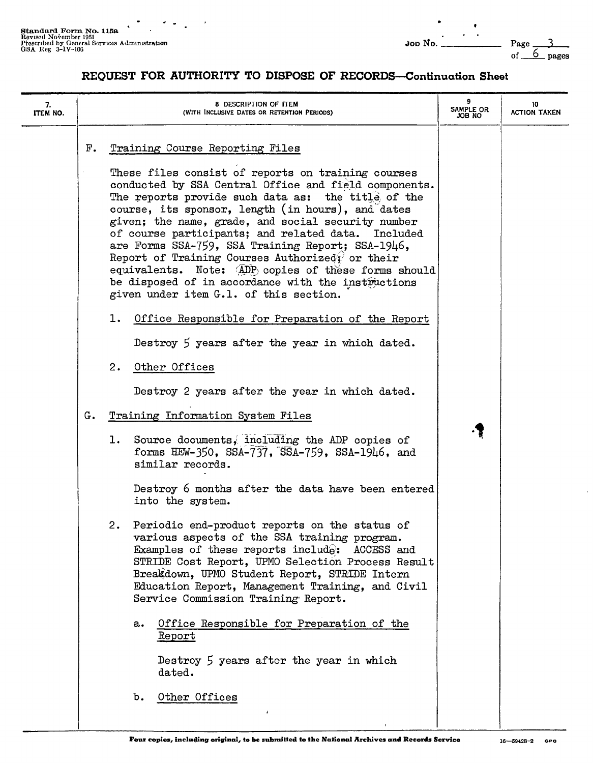**Standard Form No. 115a**
Revised November 1951
Prescribed by General Services Administration
GSA Reg 3-IV-106

Job No. ________

## REQUEST FOR AUTHORITY TO DISPOSE OF RECORDS—Continuation Sheet

| 7. ITEM NO. | 8 DESCRIPTION OF ITEM (WITH INCLUSIVE DATES OR RETENTION PERIODS) | 9 SAMPLE OR JOB NO | 10 ACTION TAKEN |
|---|---|---|---|

F. Training Course Reporting Files

These files consist of reports on training courses conducted by SSA Central Office and field components. The reports provide such data as: the title of the course, its sponsor, length (in hours), and dates given; the name, grade, and social security number of course participants; and related data. Included are Forms SSA-759, SSA Training Report; SSA-1946, Report of Training Courses Authorized; or their equivalents. Note: ADP copies of these forms should be disposed of in accordance with the instructions given under item G.1. of this section.

1. Office Responsible for Preparation of the Report

   Destroy 5 years after the year in which dated.

2. Other Offices

   Destroy 2 years after the year in which dated.

G. Training Information System Files

1. Source documents, including the ADP copies of forms HEW-350, SSA-737, SSA-759, SSA-1946, and similar records.

   Destroy 6 months after the data have been entered into the system.

2. Periodic end-product reports on the status of various aspects of the SSA training program. Examples of these reports include: ACCESS and STRIDE Cost Report, UPMO Selection Process Result Breakdown, UPMO Student Report, STRIDE Intern Education Report, Management Training, and Civil Service Commission Training Report.

   a. Office Responsible for Preparation of the Report

      Destroy 5 years after the year in which dated.

   b. Other Offices

Four copies, including original, to be submitted to the National Archives and Records Service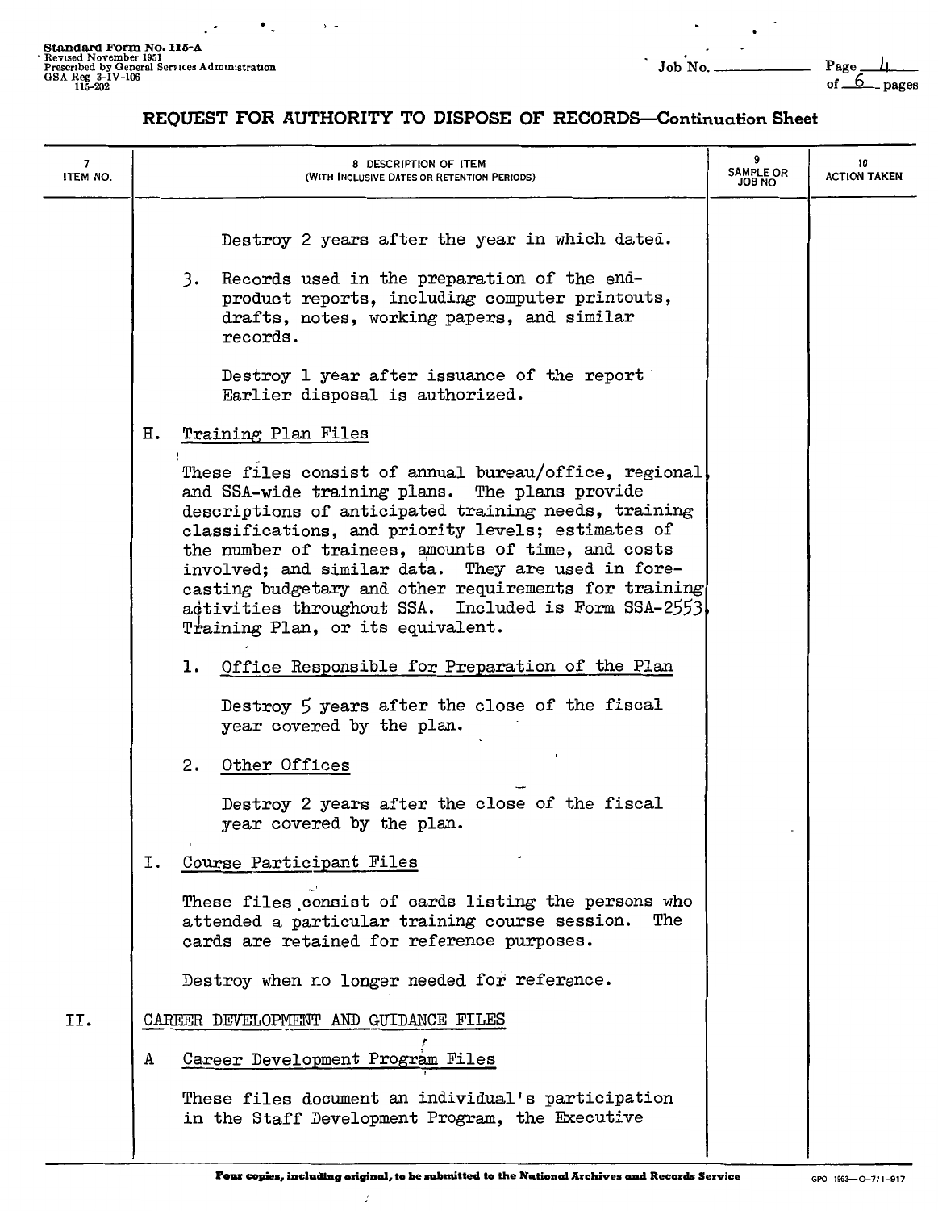Standard Form No. 115-A
Revised November 1951
Prescribed by General Services Administration
GSA Reg 3-IV-106
115-202

Job No. ______ Page 4 of 6 pages

## REQUEST FOR AUTHORITY TO DISPOSE OF RECORDS—Continuation Sheet

| 7 ITEM NO. | 8 DESCRIPTION OF ITEM (WITH INCLUSIVE DATES OR RETENTION PERIODS) | 9 SAMPLE OR JOB NO | 10 ACTION TAKEN |
|---|---|---|---|

Destroy 2 years after the year in which dated.

3. Records used in the preparation of the end-product reports, including computer printouts, drafts, notes, working papers, and similar records.

   Destroy 1 year after issuance of the report. Earlier disposal is authorized.

H. Training Plan Files

These files consist of annual bureau/office, regional and SSA-wide training plans. The plans provide descriptions of anticipated training needs, training classifications, and priority levels; estimates of the number of trainees, amounts of time, and costs involved; and similar data. They are used in forecasting budgetary and other requirements for training activities throughout SSA. Included is Form SSA-2553 Training Plan, or its equivalent.

1. Office Responsible for Preparation of the Plan

   Destroy 5 years after the close of the fiscal year covered by the plan.

2. Other Offices

   Destroy 2 years after the close of the fiscal year covered by the plan.

I. Course Participant Files

These files consist of cards listing the persons who attended a particular training course session. The cards are retained for reference purposes.

Destroy when no longer needed for reference.

II. CAREER DEVELOPMENT AND GUIDANCE FILES

A Career Development Program Files

These files document an individual's participation in the Staff Development Program, the Executive

Four copies, including original, to be submitted to the National Archives and Records Service

GPO 1963—O-711-917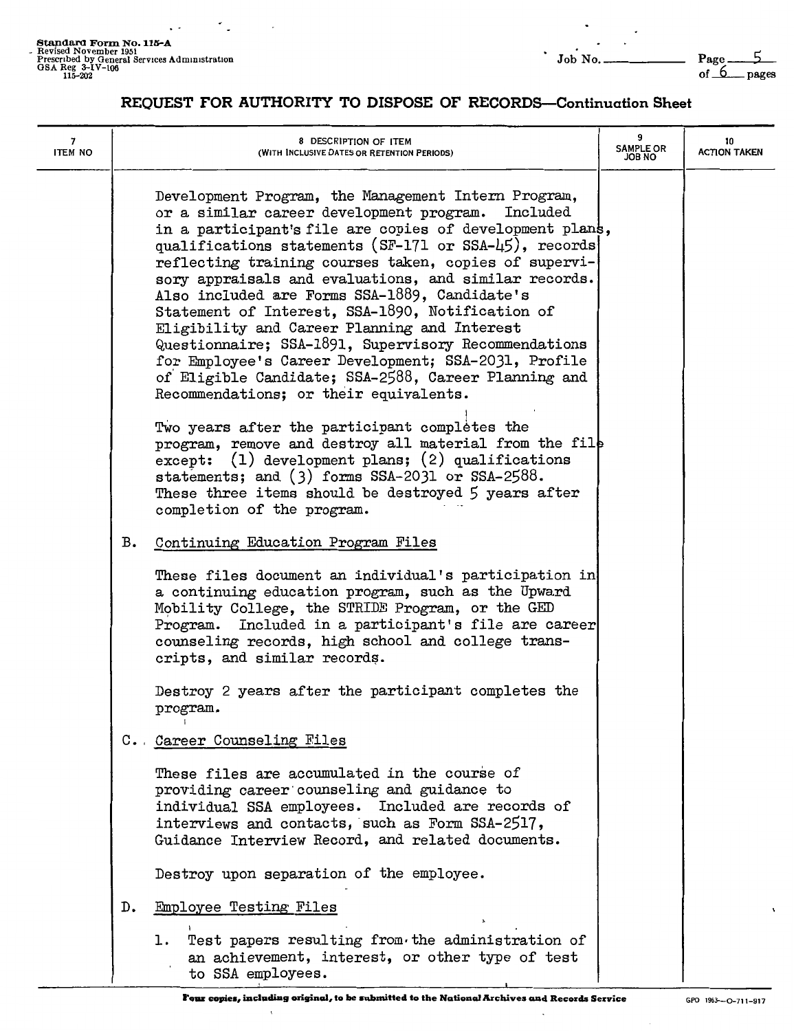Standard Form No. 115-A
Revised November 1951
Prescribed by General Services Administration
GSA Reg 3-IV-106
115-202

Job No. ______

# REQUEST FOR AUTHORITY TO DISPOSE OF RECORDS—Continuation Sheet

| 7 ITEM NO | 8 DESCRIPTION OF ITEM (WITH INCLUSIVE DATES OR RETENTION PERIODS) | 9 SAMPLE OR JOB NO | 10 ACTION TAKEN |
|---|---|---|---|

Development Program, the Management Intern Program, or a similar career development program. Included in a participant's file are copies of development plans, qualifications statements (SF-171 or SSA-45), records reflecting training courses taken, copies of supervisory appraisals and evaluations, and similar records. Also included are Forms SSA-1889, Candidate's Statement of Interest, SSA-1890, Notification of Eligibility and Career Planning and Interest Questionnaire; SSA-1891, Supervisory Recommendations for Employee's Career Development; SSA-2031, Profile of Eligible Candidate; SSA-2588, Career Planning and Recommendations; or their equivalents.

Two years after the participant completes the program, remove and destroy all material from the file except: (1) development plans; (2) qualifications statements; and (3) forms SSA-2031 or SSA-2588. These three items should be destroyed 5 years after completion of the program.

B. Continuing Education Program Files

These files document an individual's participation in a continuing education program, such as the Upward Mobility College, the STRIDE Program, or the GED Program. Included in a participant's file are career counseling records, high school and college transcripts, and similar records.

Destroy 2 years after the participant completes the program.

C. Career Counseling Files

These files are accumulated in the course of providing career counseling and guidance to individual SSA employees. Included are records of interviews and contacts, such as Form SSA-2517, Guidance Interview Record, and related documents.

Destroy upon separation of the employee.

D. Employee Testing Files

1. Test papers resulting from the administration of an achievement, interest, or other type of test to SSA employees.

Four copies, including original, to be submitted to the National Archives and Records Service

GPO 1963—O-711-917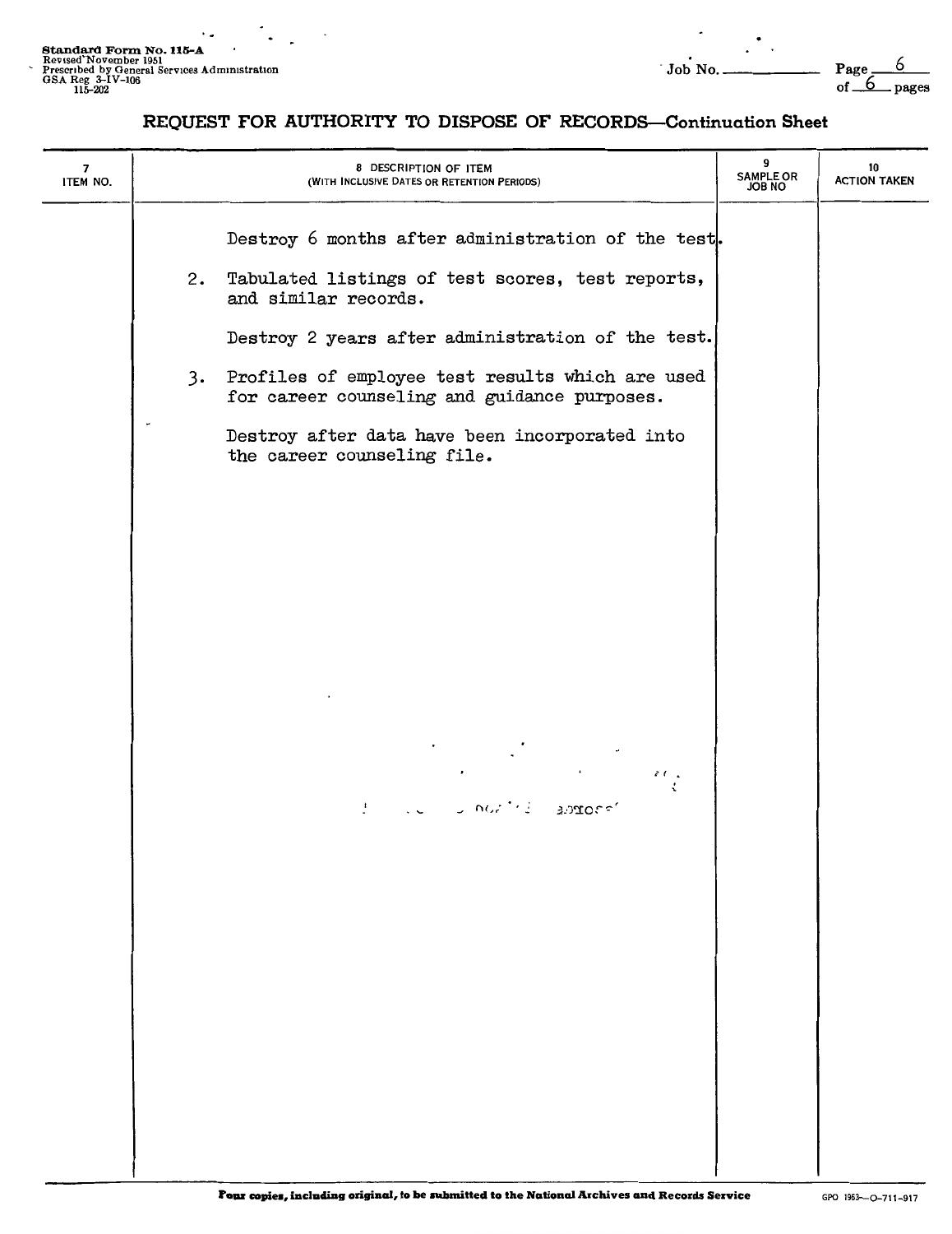Standard Form No. 115-A
Revised November 1951
Prescribed by General Services Administration
GSA Reg 3-IV-106
115-202

Job No. ______ Page 6 of 6 pages

## REQUEST FOR AUTHORITY TO DISPOSE OF RECORDS—Continuation Sheet

| 7 ITEM NO. | 8 DESCRIPTION OF ITEM (WITH INCLUSIVE DATES OR RETENTION PERIODS) | 9 SAMPLE OR JOB NO | 10 ACTION TAKEN |
|---|---|---|---|
| | Destroy 6 months after administration of the test. | | |
| | 2. Tabulated listings of test scores, test reports, and similar records. | | |
| | Destroy 2 years after administration of the test. | | |
| | 3. Profiles of employee test results which are used for career counseling and guidance purposes. | | |
| | Destroy after data have been incorporated into the career counseling file. | | |

**Four copies, including original, to be submitted to the National Archives and Records Service**

GPO 1963—O-711-917